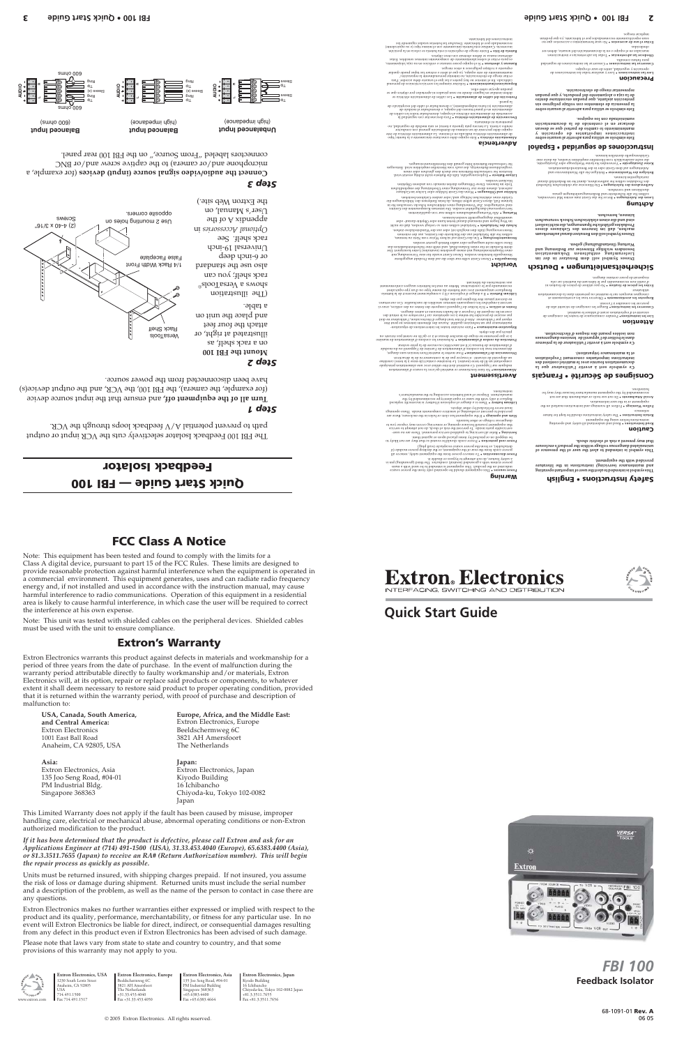# Quick Start Guide — FBI 100 Feedback Isolator

The FBI 100 Feedback Isolator selectively cuts the VCR input or output path to prevent potential A/V feedback loops through the VCR.

### Step 1

**Turn all of the equipment off,** and ensure that the input source device (for example, the camera), the FBI 100, the VCR, and the output device(s) have been disconnected from the power source.

### Step 2

**Mount the FBI 100** on a rack shelf, as illustrated at right, or attach the four feet and place the unit on a table.

(The illustration shows a VersaTools® rack shelf. You can also use the standard Universal 19-inch or 6-inch deep rack shelf. See *Optional Accessories* in appendix A of the User's Manual, on the Extron Web site.)

VersaTools Rack Shelf

1/4 Rack Width Front False Faceplate

(2) 4-40 x 3/16" Screws

Use 2 mounting holes on opposite corners.

### Step 3

**Connect the audio/video signal source (input) devices** (for example, a microphone and/or camera) to the captive screw and/or BNC connectors labeled "From Source," on the FBI 100 rear panel.

Unbalanced Input (high impedance)

Balanced Input (high impedance)

Balanced Input (600 ohms)

## Safety Instructions • English

**This symbol is intended to alert the user of important operating and maintenance (servicing) instructions in the literature provided with the equipment.**

**This symbol is intended to alert the user of the presence of uninsulated dangerous voltage within the product's enclosure that may present a risk of electric shock.**

### Caution

## Consignes de Sécurité • Français

**Ce symbole sert à avertir l'utilisateur que la documentation fournie avec le matériel contient des instructions importantes concernant l'exploitation et la maintenance (réparation).**

**Ce symbole sert à avertir l'utilisateur de la présence dans le boîtier de l'appareil de tensions dangereuses non isolées posant des risques d'électrocution.**

### Attention

## Sicherheitsanleitungen • Deutsch

**Dieses Symbol soll dem Benutzer in der im Lieferumfang enthaltenen Dokumentation besonders wichtige Hinweise zur Bedienung und Wartung (Instandhaltung) geben.**

**Dieses Symbol soll den Benutzer darauf aufmerksam machen, daß im Inneren des Gehäuses dieses Produktes gefährliche Spannungen, die nicht isoliert sind und die einen elektrischen Schock verursachen können, herrschen.**

### Achtung

## Instrucciones de seguridad • Español

**Este símbolo se utiliza para advertir al usuario sobre instrucciones importantes de operación y mantenimiento (o cambio de partes) que se desean destacar en el contenido de la documentación suministrada con los equipos.**

**Este símbolo se utiliza para advertir al usuario sobre la presencia de voltajes peligrosos sin aislamiento dentro del producto, que pueden representar riesgo de electrocución.**

### Precaucion

### Warning

### Avertissement

### Vorsicht

### Advertencia

# Extron® Electronics

INTERFACING, SWITCHING AND DISTRIBUTION

## Quick Start Guide

# FBI 100

**Feedback Isolator**

68-1091-01 **Rev. A**
06 05

## FCC Class A Notice

Note: This equipment has been tested and found to comply with the limits for a Class A digital device, pursuant to part 15 of the FCC Rules. These limits are designed to provide reasonable protection against harmful interference when the equipment is operated in a commercial environment. This equipment generates, uses and can radiate radio frequency energy and, if not installed and used in accordance with the instruction manual, may cause harmful interference to radio communications. Operation of this equipment in a residential area is likely to cause harmful interference, in which case the user will be required to correct the interference at his own expense.

Note: This unit was tested with shielded cables on the peripheral devices. Shielded cables must be used with the unit to ensure compliance.

## Extron's Warranty

Extron Electronics warrants this product against defects in materials and workmanship for a period of three years from the date of purchase. In the event of malfunction during the warranty period attributable directly to faulty workmanship and/or materials, Extron Electronics will, at its option, repair or replace said products or components, to whatever extent it shall deem necessary to restore said product to proper operating condition, provided that it is returned within the warranty period, with proof of purchase and description of malfunction to:

**USA, Canada, South America, and Central America:**
Extron Electronics
1001 East Ball Road
Anaheim, CA 92805, USA

**Europe, Africa, and the Middle East:**
Extron Electronics, Europe
Beeldschermweg 6C
3821 AH Amersfoort
The Netherlands

**Asia:**
Extron Electronics, Asia
135 Joo Seng Road, #04-01
PM Industrial Bldg.
Singapore 368363

**Japan:**
Extron Electronics, Japan
Kiyodo Building
16 Ichibancho
Chiyoda-ku, Tokyo 102-0082
Japan

This Limited Warranty does not apply if the fault has been caused by misuse, improper handling care, electrical or mechanical abuse, abnormal operating conditions or non-Extron authorized modification to the product.

***If it has been determined that the product is defective, please call Extron and ask for an Applications Engineer at (714) 491-1500 (USA), 31.33.453.4040 (Europe), 65.6383.4400 (Asia), or 81.3.3511.7655 (Japan) to receive an RA# (Return Authorization number). This will begin the repair process as quickly as possible.***

Units must be returned insured, with shipping charges prepaid. If not insured, you assume the risk of loss or damage during shipment. Returned units must include the serial number and a description of the problem, as well as the name of the person to contact in case there are any questions.

Extron Electronics makes no further warranties either expressed or implied with respect to the product and its quality, performance, merchantability, or fitness for any particular use. In no event will Extron Electronics be liable for direct, indirect, or consequential damages resulting from any defect in this product even if Extron Electronics has been advised of such damage.

Please note that laws vary from state to state and country to country, and that some provisions of this warranty may not apply to you.

| Extron Electronics, USA | Extron Electronics, Europe | Extron Electronics, Asia | Extron Electronics, Japan |
| --- | --- | --- | --- |
| 1230 South Lewis Street<br>Anaheim, CA 92805<br>USA<br>714.491.1500<br>Fax 714.491.1517 | Beeldschermweg 6C<br>3821 AH Amersfoort<br>The Netherlands<br>+31.33.453.4040<br>Fax +31.33.453.4050 | 135 Joo Seng Road, #04-01<br>PM Industrial Bldg.<br>Singapore 368363<br>+65.6383.4400<br>Fax +65.6383.4664 | Kyodo Building<br>16 Ichibancho<br>Chiyoda-ku, Tokyo 102-0082 Japan<br>+81.3.3511.7655<br>Fax +81.3.3511.7656 |

www.extron.com

© 2005 Extron Electronics. All rights reserved.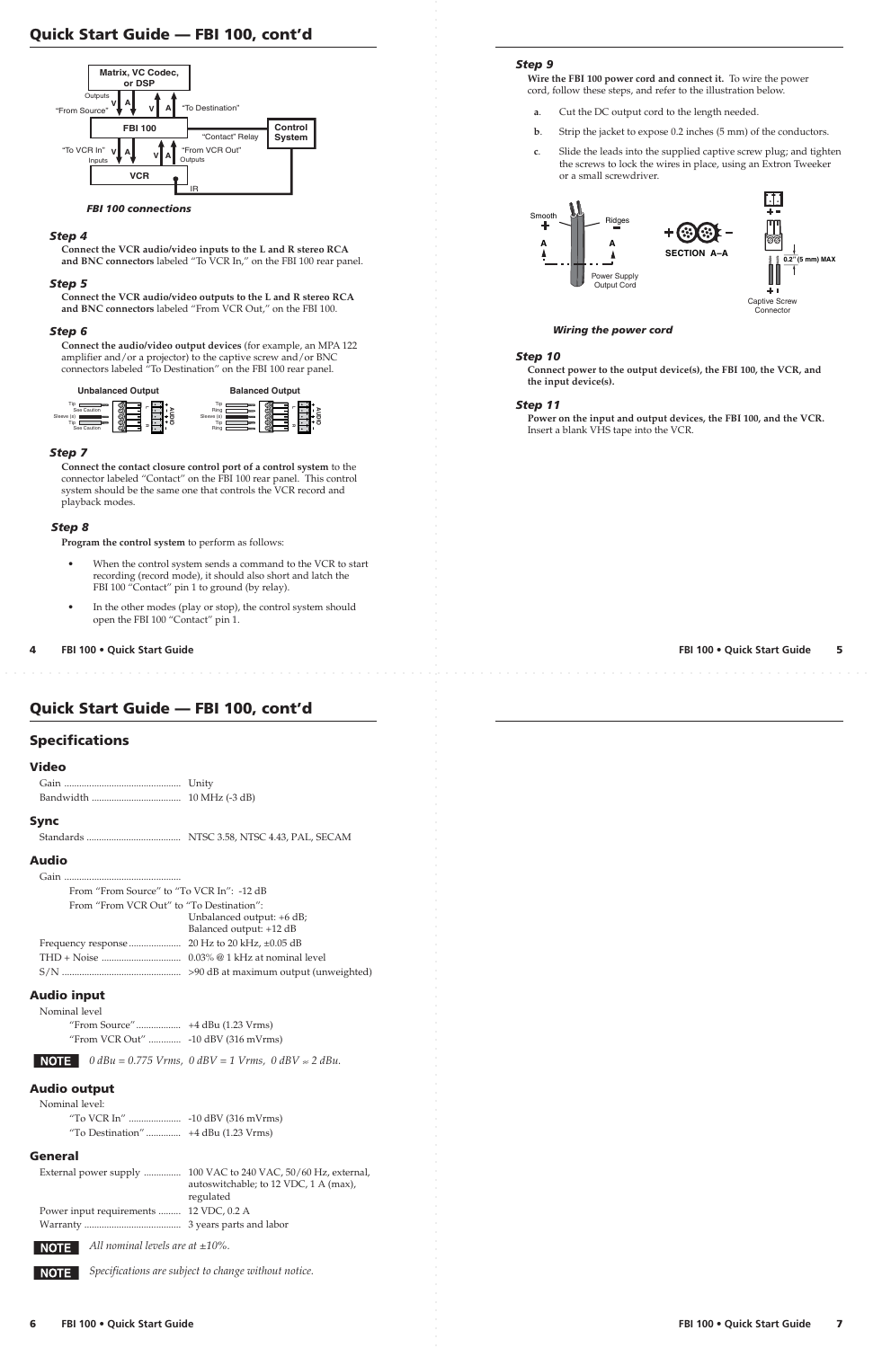# Quick Start Guide — FBI 100, cont'd

Matrix, VC Codec, or DSP

Outputs

"From Source" V A V A "To Destination"

FBI 100

"Contact" Relay

Control System

"To VCR In" V A V A "From VCR Out"

Inputs Outputs

VCR

IR

*FBI 100 connections*

### *Step 4*

**Connect the VCR audio/video inputs to the L and R stereo RCA and BNC connectors** labeled "To VCR In," on the FBI 100 rear panel.

### *Step 5*

**Connect the VCR audio/video outputs to the L and R stereo RCA and BNC connectors** labeled "From VCR Out," on the FBI 100.

### *Step 6*

**Connect the audio/video output devices** (for example, an MPA 122 amplifier and/or a projector) to the captive screw and/or BNC connectors labeled "To Destination" on the FBI 100 rear panel.

Unbalanced Output

Tip
See Caution
Sleeve (s)
Tip
See Caution

Balanced Output

Tip
Ring
Sleeve (s)
Tip
Ring

### *Step 7*

**Connect the contact closure control port of a control system** to the connector labeled "Contact" on the FBI 100 rear panel. This control system should be the same one that controls the VCR record and playback modes.

### *Step 8*

**Program the control system** to perform as follows:

- When the control system sends a command to the VCR to start recording (record mode), it should also short and latch the FBI 100 "Contact" pin 1 to ground (by relay).
- In the other modes (play or stop), the control system should open the FBI 100 "Contact" pin 1.

### *Step 9*

**Wire the FBI 100 power cord and connect it.** To wire the power cord, follow these steps, and refer to the illustration below.

a. Cut the DC output cord to the length needed.

b. Strip the jacket to expose 0.2 inches (5 mm) of the conductors.

c. Slide the leads into the supplied captive screw plug; and tighten the screws to lock the wires in place, using an Extron Tweeker or a small screwdriver.

Smooth
Ridges
A
A
Power Supply Output Cord
SECTION A–A
0.2" (5 mm) MAX
Captive Screw Connector

*Wiring the power cord*

### *Step 10*

**Connect power to the output device(s), the FBI 100, the VCR, and the input device(s).**

### *Step 11*

**Power on the input and output devices, the FBI 100, and the VCR.** Insert a blank VHS tape into the VCR.

# Quick Start Guide — FBI 100, cont'd

## Specifications

### Video

Gain .............................................. Unity
Bandwidth .................................... 10 MHz (-3 dB)

### Sync

Standards ...................................... NTSC 3.58, NTSC 4.43, PAL, SECAM

### Audio

Gain ..............................................
From "From Source" to "To VCR In": -12 dB
From "From VCR Out" to "To Destination":
Unbalanced output: +6 dB;
Balanced output: +12 dB

Frequency response ..................... 20 Hz to 20 kHz, ±0.05 dB
THD + Noise ................................ 0.03% @ 1 kHz at nominal level
S/N ................................................ >90 dB at maximum output (unweighted)

### Audio input

Nominal level
"From Source" .................. +4 dBu (1.23 Vrms)
"From VCR Out" ............. -10 dBV (316 mVrms)

**NOTE** *0 dBu = 0.775 Vrms, 0 dBV = 1 Vrms, 0 dBV ≈ 2 dBu.*

### Audio output

Nominal level:
"To VCR In" ..................... -10 dBV (316 mVrms)
"To Destination" ............. +4 dBu (1.23 Vrms)

### General

External power supply ............... 100 VAC to 240 VAC, 50/60 Hz, external, autoswitchable; to 12 VDC, 1 A (max), regulated
Power input requirements ......... 12 VDC, 0.2 A
Warranty ...................................... 3 years parts and labor

**NOTE** *All nominal levels are at ±10%.*

**NOTE** *Specifications are subject to change without notice.*